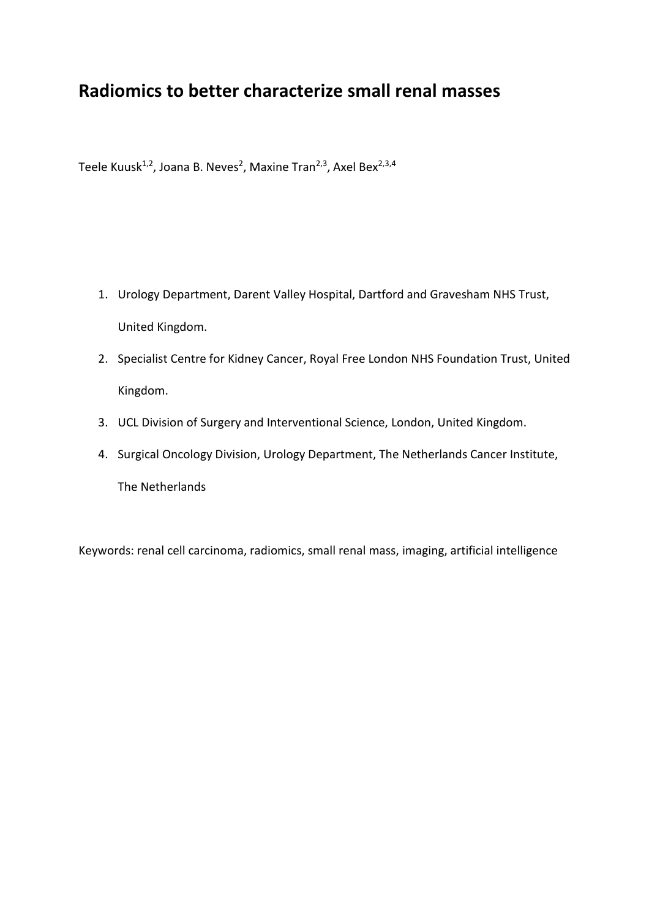# Radiomics to better characterize small renal masses

Teele Kuusk[1,2], Joana B. Neves[2], Maxine Tran[2,3], Axel Bex[2,3,4]

1. Urology Department, Darent Valley Hospital, Dartford and Gravesham NHS Trust, United Kingdom.
2. Specialist Centre for Kidney Cancer, Royal Free London NHS Foundation Trust, United Kingdom.
3. UCL Division of Surgery and Interventional Science, London, United Kingdom.
4. Surgical Oncology Division, Urology Department, The Netherlands Cancer Institute, The Netherlands

Keywords: renal cell carcinoma, radiomics, small renal mass, imaging, artificial intelligence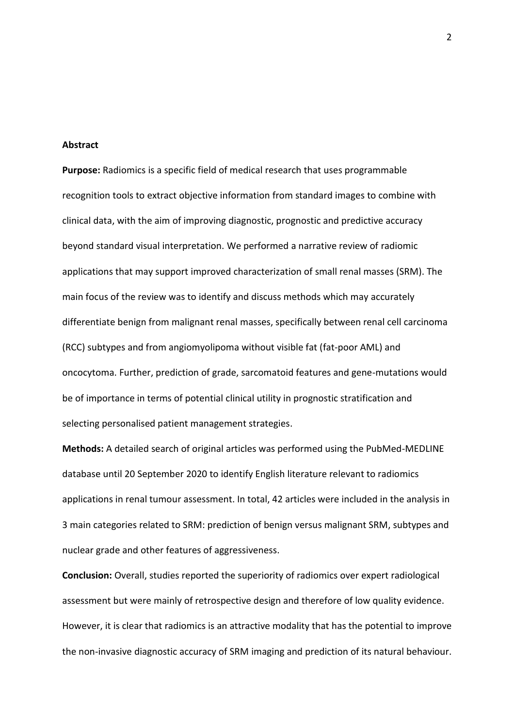## Abstract

**Purpose:** Radiomics is a specific field of medical research that uses programmable recognition tools to extract objective information from standard images to combine with clinical data, with the aim of improving diagnostic, prognostic and predictive accuracy beyond standard visual interpretation. We performed a narrative review of radiomic applications that may support improved characterization of small renal masses (SRM). The main focus of the review was to identify and discuss methods which may accurately differentiate benign from malignant renal masses, specifically between renal cell carcinoma (RCC) subtypes and from angiomyolipoma without visible fat (fat-poor AML) and oncocytoma. Further, prediction of grade, sarcomatoid features and gene-mutations would be of importance in terms of potential clinical utility in prognostic stratification and selecting personalised patient management strategies.

**Methods:** A detailed search of original articles was performed using the PubMed-MEDLINE database until 20 September 2020 to identify English literature relevant to radiomics applications in renal tumour assessment. In total, 42 articles were included in the analysis in 3 main categories related to SRM: prediction of benign versus malignant SRM, subtypes and nuclear grade and other features of aggressiveness.

**Conclusion:** Overall, studies reported the superiority of radiomics over expert radiological assessment but were mainly of retrospective design and therefore of low quality evidence. However, it is clear that radiomics is an attractive modality that has the potential to improve the non-invasive diagnostic accuracy of SRM imaging and prediction of its natural behaviour.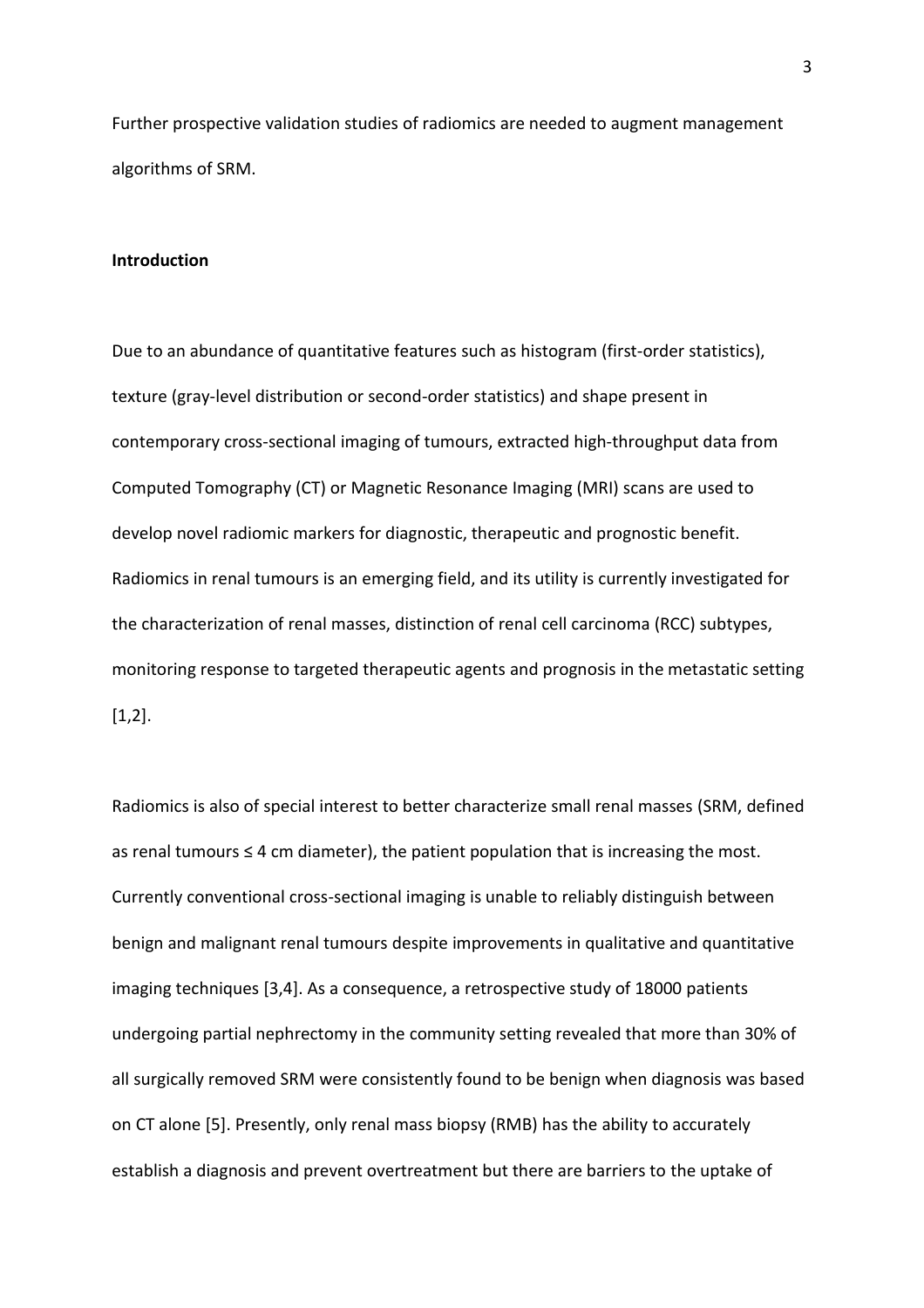Further prospective validation studies of radiomics are needed to augment management algorithms of SRM.

## Introduction

Due to an abundance of quantitative features such as histogram (first-order statistics), texture (gray-level distribution or second-order statistics) and shape present in contemporary cross-sectional imaging of tumours, extracted high-throughput data from Computed Tomography (CT) or Magnetic Resonance Imaging (MRI) scans are used to develop novel radiomic markers for diagnostic, therapeutic and prognostic benefit. Radiomics in renal tumours is an emerging field, and its utility is currently investigated for the characterization of renal masses, distinction of renal cell carcinoma (RCC) subtypes, monitoring response to targeted therapeutic agents and prognosis in the metastatic setting [1,2].

Radiomics is also of special interest to better characterize small renal masses (SRM, defined as renal tumours ≤ 4 cm diameter), the patient population that is increasing the most. Currently conventional cross-sectional imaging is unable to reliably distinguish between benign and malignant renal tumours despite improvements in qualitative and quantitative imaging techniques [3,4]. As a consequence, a retrospective study of 18000 patients undergoing partial nephrectomy in the community setting revealed that more than 30% of all surgically removed SRM were consistently found to be benign when diagnosis was based on CT alone [5]. Presently, only renal mass biopsy (RMB) has the ability to accurately establish a diagnosis and prevent overtreatment but there are barriers to the uptake of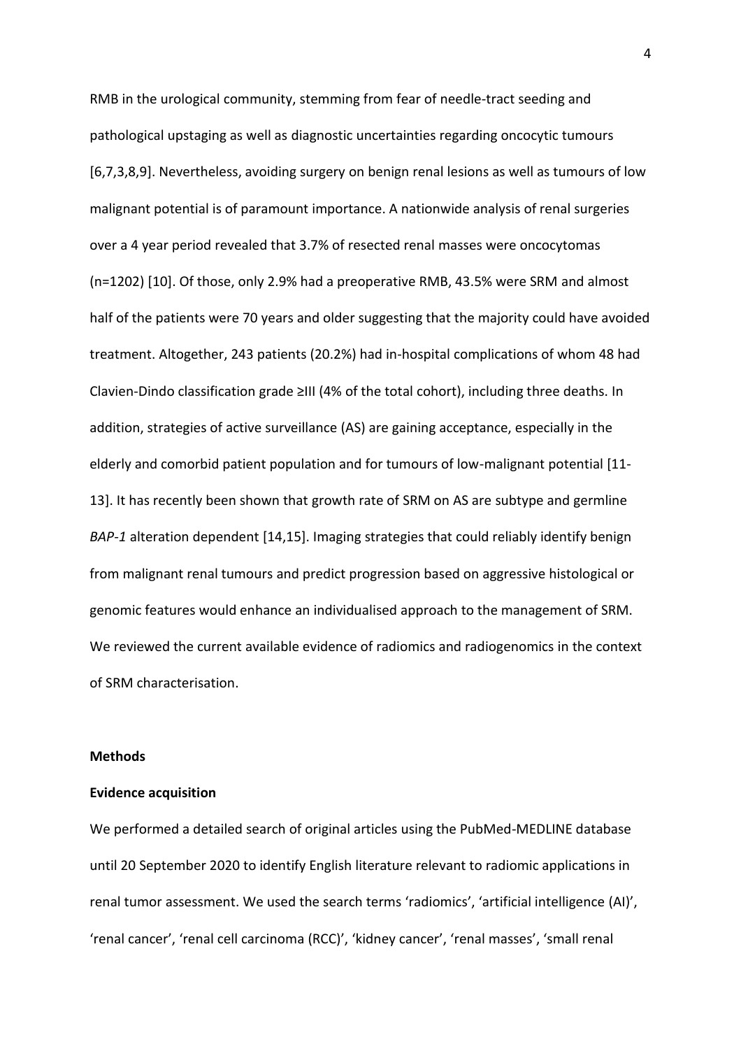RMB in the urological community, stemming from fear of needle-tract seeding and pathological upstaging as well as diagnostic uncertainties regarding oncocytic tumours [6,7,3,8,9]. Nevertheless, avoiding surgery on benign renal lesions as well as tumours of low malignant potential is of paramount importance. A nationwide analysis of renal surgeries over a 4 year period revealed that 3.7% of resected renal masses were oncocytomas (n=1202) [10]. Of those, only 2.9% had a preoperative RMB, 43.5% were SRM and almost half of the patients were 70 years and older suggesting that the majority could have avoided treatment. Altogether, 243 patients (20.2%) had in-hospital complications of whom 48 had Clavien-Dindo classification grade ≥III (4% of the total cohort), including three deaths. In addition, strategies of active surveillance (AS) are gaining acceptance, especially in the elderly and comorbid patient population and for tumours of low-malignant potential [11-13]. It has recently been shown that growth rate of SRM on AS are subtype and germline *BAP-1* alteration dependent [14,15]. Imaging strategies that could reliably identify benign from malignant renal tumours and predict progression based on aggressive histological or genomic features would enhance an individualised approach to the management of SRM. We reviewed the current available evidence of radiomics and radiogenomics in the context of SRM characterisation.

## Methods

### Evidence acquisition

We performed a detailed search of original articles using the PubMed-MEDLINE database until 20 September 2020 to identify English literature relevant to radiomic applications in renal tumor assessment. We used the search terms 'radiomics', 'artificial intelligence (AI)', 'renal cancer', 'renal cell carcinoma (RCC)', 'kidney cancer', 'renal masses', 'small renal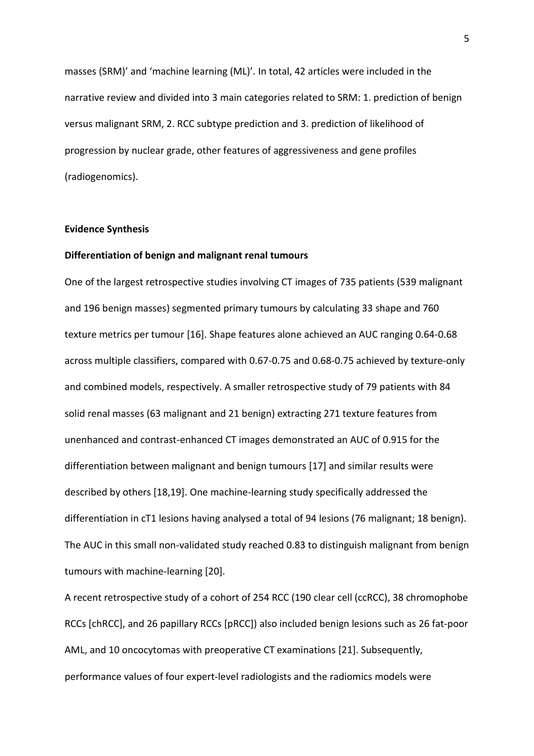masses (SRM)' and 'machine learning (ML)'. In total, 42 articles were included in the narrative review and divided into 3 main categories related to SRM: 1. prediction of benign versus malignant SRM, 2. RCC subtype prediction and 3. prediction of likelihood of progression by nuclear grade, other features of aggressiveness and gene profiles (radiogenomics).

## Evidence Synthesis

### Differentiation of benign and malignant renal tumours

One of the largest retrospective studies involving CT images of 735 patients (539 malignant and 196 benign masses) segmented primary tumours by calculating 33 shape and 760 texture metrics per tumour [16]. Shape features alone achieved an AUC ranging 0.64-0.68 across multiple classifiers, compared with 0.67-0.75 and 0.68-0.75 achieved by texture-only and combined models, respectively. A smaller retrospective study of 79 patients with 84 solid renal masses (63 malignant and 21 benign) extracting 271 texture features from unenhanced and contrast-enhanced CT images demonstrated an AUC of 0.915 for the differentiation between malignant and benign tumours [17] and similar results were described by others [18,19]. One machine-learning study specifically addressed the differentiation in cT1 lesions having analysed a total of 94 lesions (76 malignant; 18 benign). The AUC in this small non-validated study reached 0.83 to distinguish malignant from benign tumours with machine-learning [20].

A recent retrospective study of a cohort of 254 RCC (190 clear cell (ccRCC), 38 chromophobe RCCs [chRCC], and 26 papillary RCCs [pRCC]) also included benign lesions such as 26 fat-poor AML, and 10 oncocytomas with preoperative CT examinations [21]. Subsequently, performance values of four expert-level radiologists and the radiomics models were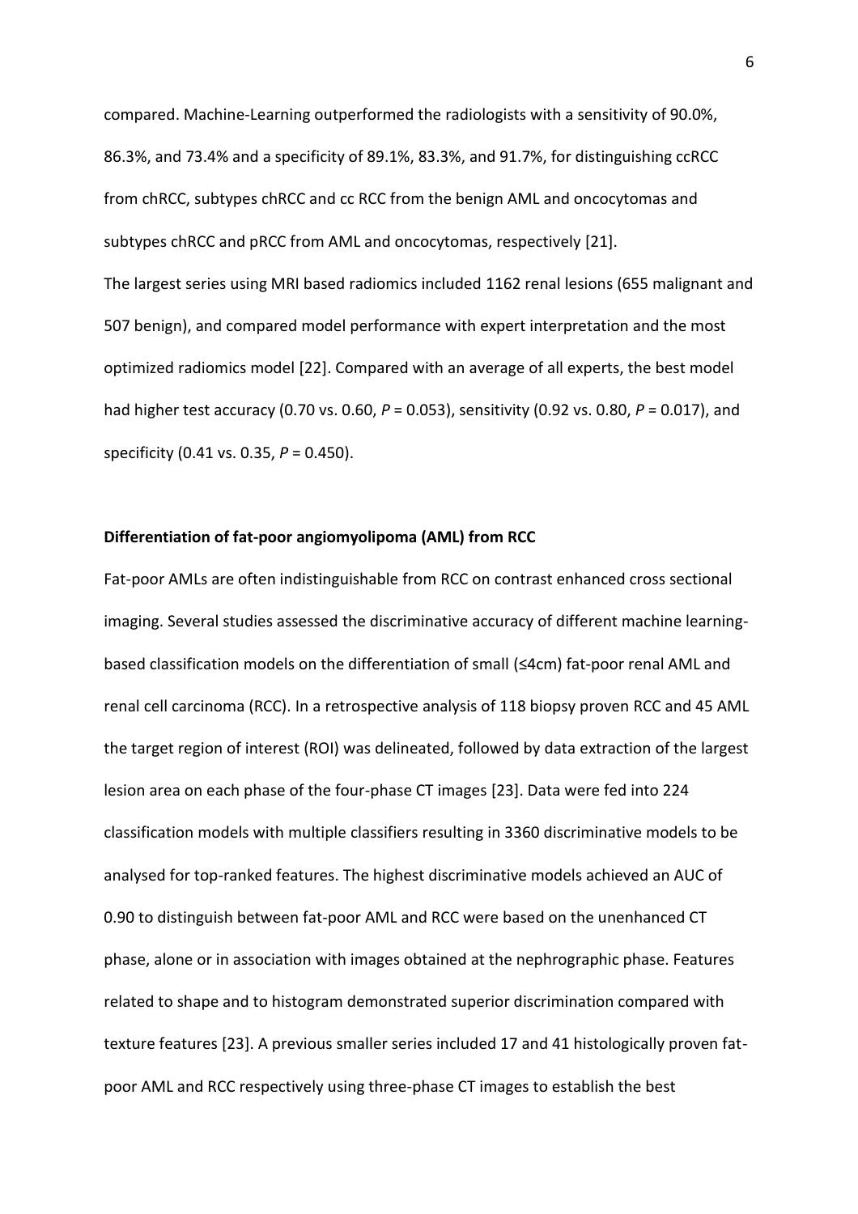compared. Machine-Learning outperformed the radiologists with a sensitivity of 90.0%, 86.3%, and 73.4% and a specificity of 89.1%, 83.3%, and 91.7%, for distinguishing ccRCC from chRCC, subtypes chRCC and cc RCC from the benign AML and oncocytomas and subtypes chRCC and pRCC from AML and oncocytomas, respectively [21].

The largest series using MRI based radiomics included 1162 renal lesions (655 malignant and 507 benign), and compared model performance with expert interpretation and the most optimized radiomics model [22]. Compared with an average of all experts, the best model had higher test accuracy (0.70 vs. 0.60, $P = 0.053$), sensitivity (0.92 vs. 0.80, $P = 0.017$), and specificity (0.41 vs. 0.35, $P = 0.450$).

**Differentiation of fat-poor angiomyolipoma (AML) from RCC**

Fat-poor AMLs are often indistinguishable from RCC on contrast enhanced cross sectional imaging. Several studies assessed the discriminative accuracy of different machine learning-based classification models on the differentiation of small (≤4cm) fat-poor renal AML and renal cell carcinoma (RCC). In a retrospective analysis of 118 biopsy proven RCC and 45 AML the target region of interest (ROI) was delineated, followed by data extraction of the largest lesion area on each phase of the four-phase CT images [23]. Data were fed into 224 classification models with multiple classifiers resulting in 3360 discriminative models to be analysed for top-ranked features. The highest discriminative models achieved an AUC of 0.90 to distinguish between fat-poor AML and RCC were based on the unenhanced CT phase, alone or in association with images obtained at the nephrographic phase. Features related to shape and to histogram demonstrated superior discrimination compared with texture features [23]. A previous smaller series included 17 and 41 histologically proven fat-poor AML and RCC respectively using three-phase CT images to establish the best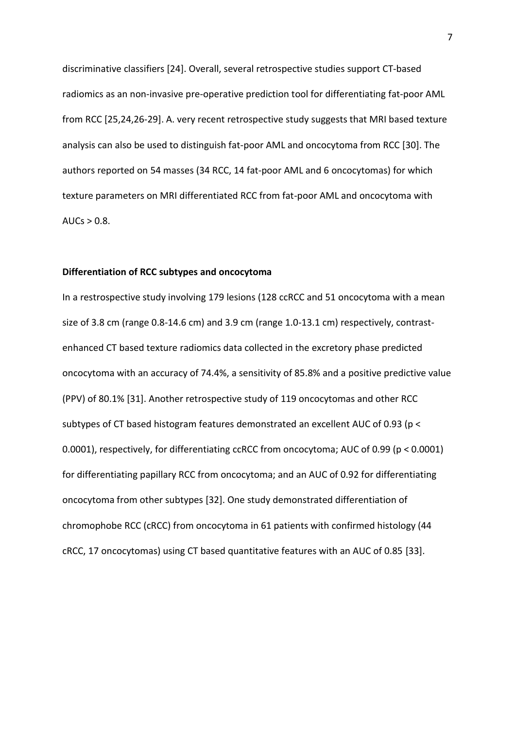discriminative classifiers [24]. Overall, several retrospective studies support CT-based radiomics as an non-invasive pre-operative prediction tool for differentiating fat-poor AML from RCC [25,24,26-29]. A. very recent retrospective study suggests that MRI based texture analysis can also be used to distinguish fat-poor AML and oncocytoma from RCC [30]. The authors reported on 54 masses (34 RCC, 14 fat-poor AML and 6 oncocytomas) for which texture parameters on MRI differentiated RCC from fat-poor AML and oncocytoma with AUCs > 0.8.

**Differentiation of RCC subtypes and oncocytoma**

In a restrospective study involving 179 lesions (128 ccRCC and 51 oncocytoma with a mean size of 3.8 cm (range 0.8-14.6 cm) and 3.9 cm (range 1.0-13.1 cm) respectively, contrast-enhanced CT based texture radiomics data collected in the excretory phase predicted oncocytoma with an accuracy of 74.4%, a sensitivity of 85.8% and a positive predictive value (PPV) of 80.1% [31]. Another retrospective study of 119 oncocytomas and other RCC subtypes of CT based histogram features demonstrated an excellent AUC of 0.93 ($p < 0.0001$), respectively, for differentiating ccRCC from oncocytoma; AUC of 0.99 ($p < 0.0001$) for differentiating papillary RCC from oncocytoma; and an AUC of 0.92 for differentiating oncocytoma from other subtypes [32]. One study demonstrated differentiation of chromophobe RCC (cRCC) from oncocytoma in 61 patients with confirmed histology (44 cRCC, 17 oncocytomas) using CT based quantitative features with an AUC of 0.85 [33].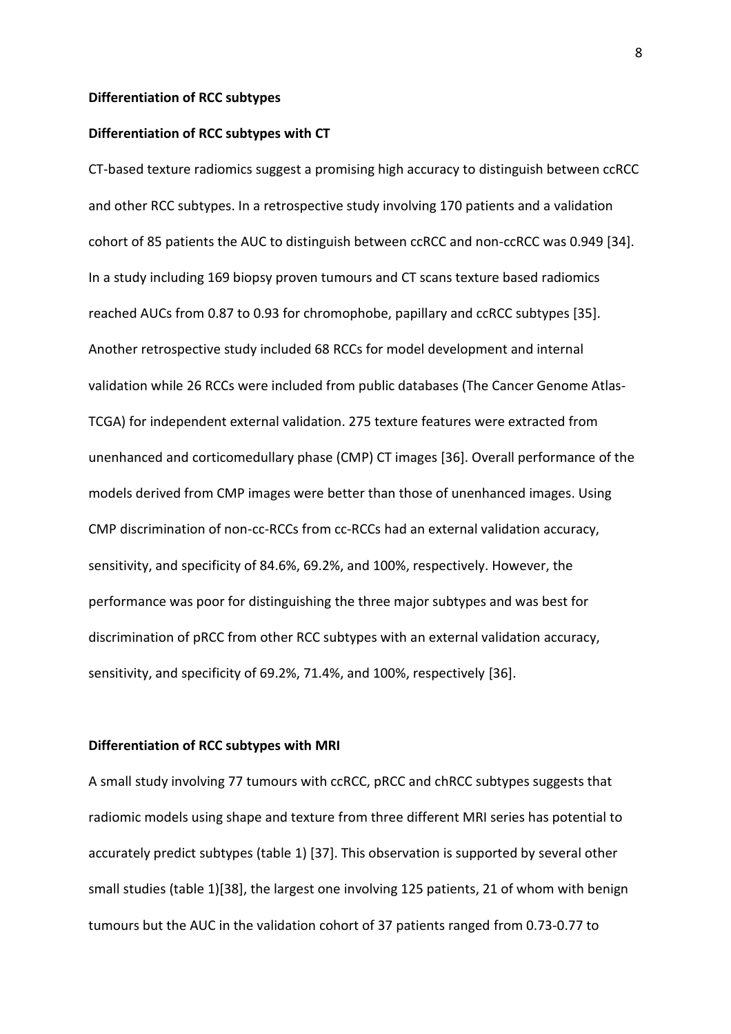**Differentiation of RCC subtypes**

**Differentiation of RCC subtypes with CT**

CT-based texture radiomics suggest a promising high accuracy to distinguish between ccRCC and other RCC subtypes. In a retrospective study involving 170 patients and a validation cohort of 85 patients the AUC to distinguish between ccRCC and non-ccRCC was 0.949 [34]. In a study including 169 biopsy proven tumours and CT scans texture based radiomics reached AUCs from 0.87 to 0.93 for chromophobe, papillary and ccRCC subtypes [35]. Another retrospective study included 68 RCCs for model development and internal validation while 26 RCCs were included from public databases (The Cancer Genome Atlas-TCGA) for independent external validation. 275 texture features were extracted from unenhanced and corticomedullary phase (CMP) CT images [36]. Overall performance of the models derived from CMP images were better than those of unenhanced images. Using CMP discrimination of non-cc-RCCs from cc-RCCs had an external validation accuracy, sensitivity, and specificity of 84.6%, 69.2%, and 100%, respectively. However, the performance was poor for distinguishing the three major subtypes and was best for discrimination of pRCC from other RCC subtypes with an external validation accuracy, sensitivity, and specificity of 69.2%, 71.4%, and 100%, respectively [36].

**Differentiation of RCC subtypes with MRI**

A small study involving 77 tumours with ccRCC, pRCC and chRCC subtypes suggests that radiomic models using shape and texture from three different MRI series has potential to accurately predict subtypes (table 1) [37]. This observation is supported by several other small studies (table 1)[38], the largest one involving 125 patients, 21 of whom with benign tumours but the AUC in the validation cohort of 37 patients ranged from 0.73-0.77 to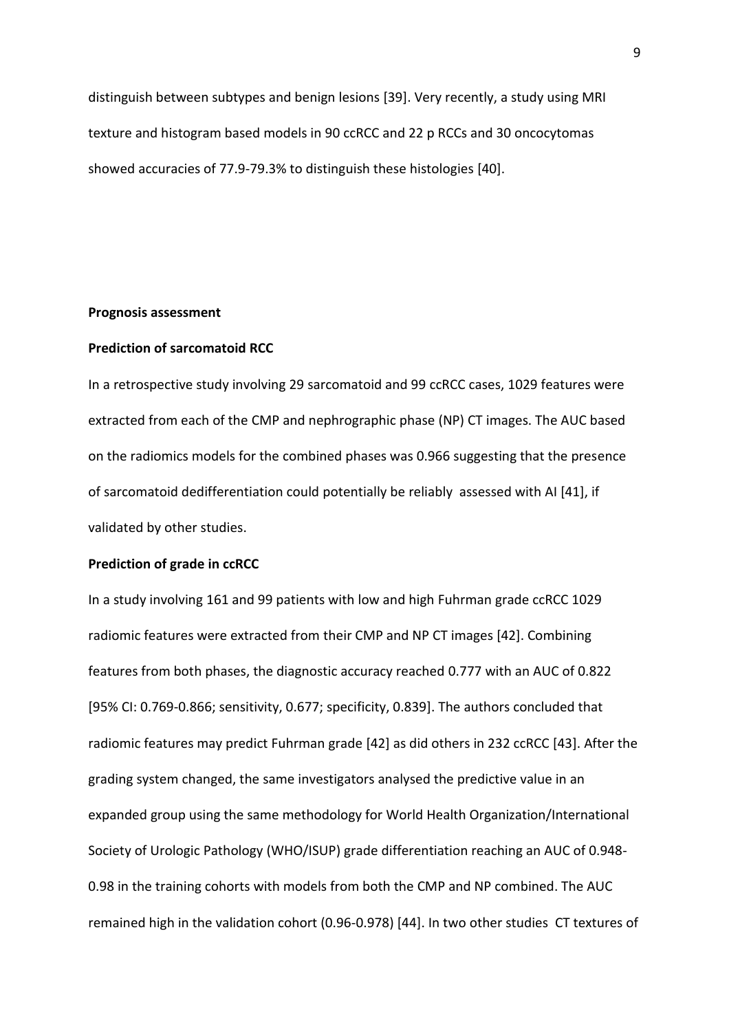distinguish between subtypes and benign lesions [39]. Very recently, a study using MRI texture and histogram based models in 90 ccRCC and 22 p RCCs and 30 oncocytomas showed accuracies of 77.9-79.3% to distinguish these histologies [40].

**Prognosis assessment**

**Prediction of sarcomatoid RCC**

In a retrospective study involving 29 sarcomatoid and 99 ccRCC cases, 1029 features were extracted from each of the CMP and nephrographic phase (NP) CT images. The AUC based on the radiomics models for the combined phases was 0.966 suggesting that the presence of sarcomatoid dedifferentiation could potentially be reliably assessed with AI [41], if validated by other studies.

**Prediction of grade in ccRCC**

In a study involving 161 and 99 patients with low and high Fuhrman grade ccRCC 1029 radiomic features were extracted from their CMP and NP CT images [42]. Combining features from both phases, the diagnostic accuracy reached 0.777 with an AUC of 0.822 [95% CI: 0.769-0.866; sensitivity, 0.677; specificity, 0.839]. The authors concluded that radiomic features may predict Fuhrman grade [42] as did others in 232 ccRCC [43]. After the grading system changed, the same investigators analysed the predictive value in an expanded group using the same methodology for World Health Organization/International Society of Urologic Pathology (WHO/ISUP) grade differentiation reaching an AUC of 0.948-0.98 in the training cohorts with models from both the CMP and NP combined. The AUC remained high in the validation cohort (0.96-0.978) [44]. In two other studies CT textures of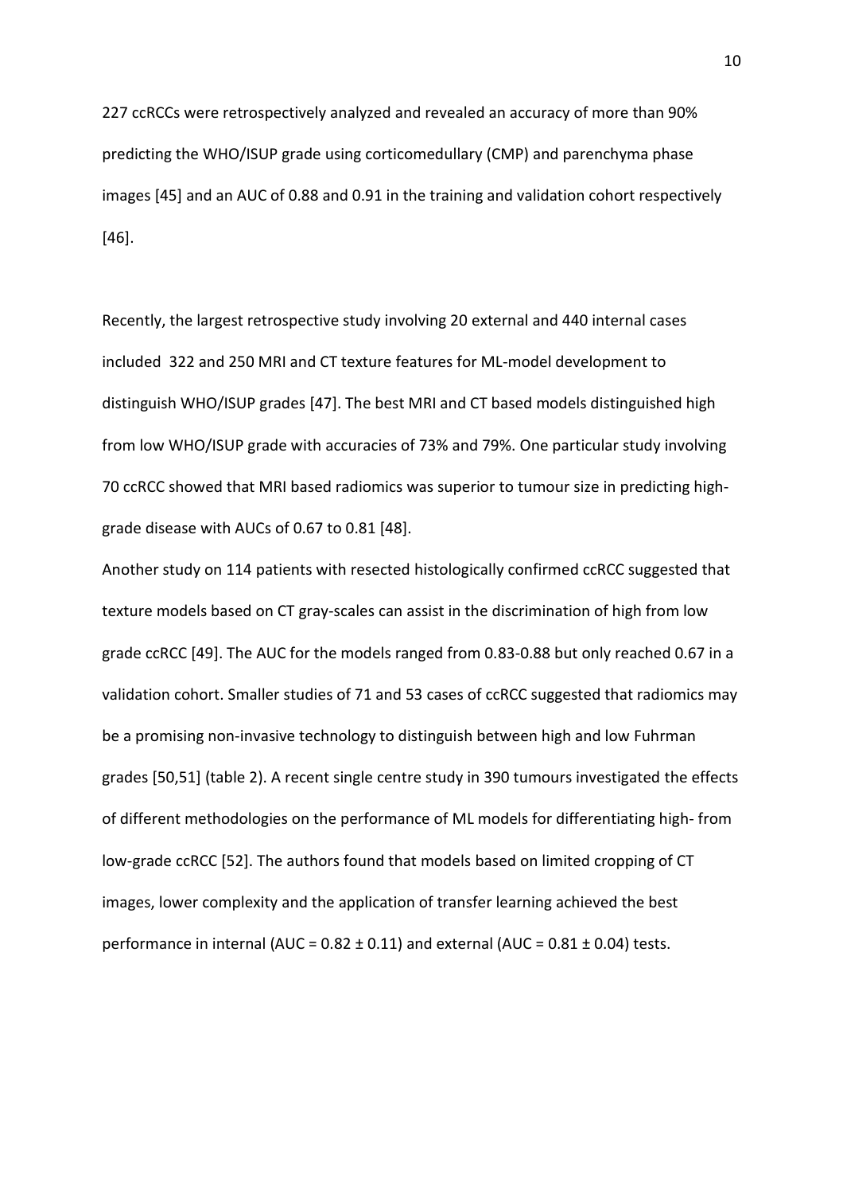227 ccRCCs were retrospectively analyzed and revealed an accuracy of more than 90% predicting the WHO/ISUP grade using corticomedullary (CMP) and parenchyma phase images [45] and an AUC of 0.88 and 0.91 in the training and validation cohort respectively [46].

Recently, the largest retrospective study involving 20 external and 440 internal cases included 322 and 250 MRI and CT texture features for ML-model development to distinguish WHO/ISUP grades [47]. The best MRI and CT based models distinguished high from low WHO/ISUP grade with accuracies of 73% and 79%. One particular study involving 70 ccRCC showed that MRI based radiomics was superior to tumour size in predicting high-grade disease with AUCs of 0.67 to 0.81 [48].

Another study on 114 patients with resected histologically confirmed ccRCC suggested that texture models based on CT gray-scales can assist in the discrimination of high from low grade ccRCC [49]. The AUC for the models ranged from 0.83-0.88 but only reached 0.67 in a validation cohort. Smaller studies of 71 and 53 cases of ccRCC suggested that radiomics may be a promising non-invasive technology to distinguish between high and low Fuhrman grades [50,51] (table 2). A recent single centre study in 390 tumours investigated the effects of different methodologies on the performance of ML models for differentiating high- from low-grade ccRCC [52]. The authors found that models based on limited cropping of CT images, lower complexity and the application of transfer learning achieved the best performance in internal (AUC = $0.82 \pm 0.11$) and external (AUC = $0.81 \pm 0.04$) tests.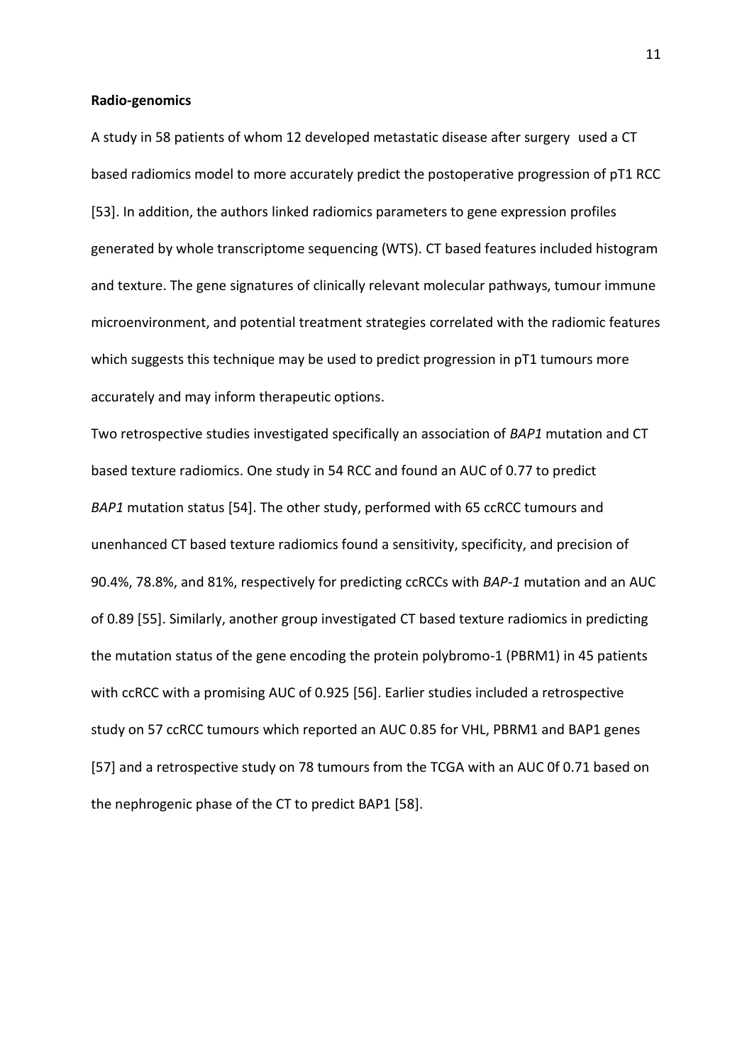**Radio-genomics**

A study in 58 patients of whom 12 developed metastatic disease after surgery used a CT based radiomics model to more accurately predict the postoperative progression of pT1 RCC [53]. In addition, the authors linked radiomics parameters to gene expression profiles generated by whole transcriptome sequencing (WTS). CT based features included histogram and texture. The gene signatures of clinically relevant molecular pathways, tumour immune microenvironment, and potential treatment strategies correlated with the radiomic features which suggests this technique may be used to predict progression in pT1 tumours more accurately and may inform therapeutic options.

Two retrospective studies investigated specifically an association of *BAP1* mutation and CT based texture radiomics. One study in 54 RCC and found an AUC of 0.77 to predict *BAP1* mutation status [54]. The other study, performed with 65 ccRCC tumours and unenhanced CT based texture radiomics found a sensitivity, specificity, and precision of 90.4%, 78.8%, and 81%, respectively for predicting ccRCCs with *BAP-1* mutation and an AUC of 0.89 [55]. Similarly, another group investigated CT based texture radiomics in predicting the mutation status of the gene encoding the protein polybromo-1 (PBRM1) in 45 patients with ccRCC with a promising AUC of 0.925 [56]. Earlier studies included a retrospective study on 57 ccRCC tumours which reported an AUC 0.85 for VHL, PBRM1 and BAP1 genes [57] and a retrospective study on 78 tumours from the TCGA with an AUC 0f 0.71 based on the nephrogenic phase of the CT to predict BAP1 [58].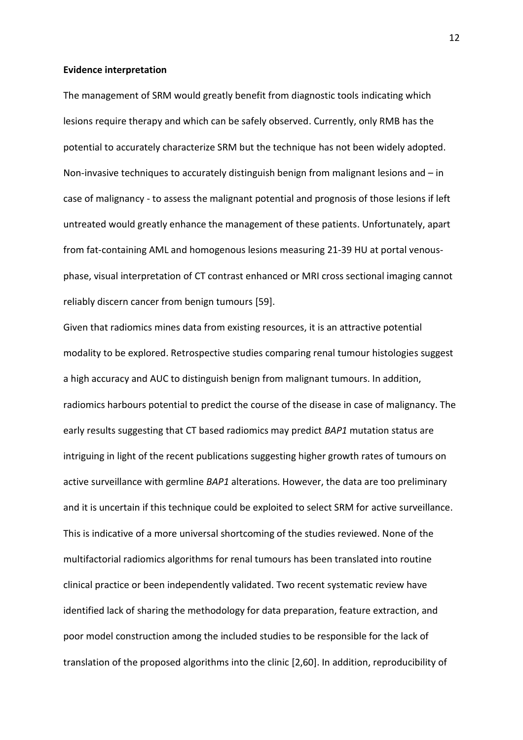**Evidence interpretation**

The management of SRM would greatly benefit from diagnostic tools indicating which lesions require therapy and which can be safely observed. Currently, only RMB has the potential to accurately characterize SRM but the technique has not been widely adopted. Non-invasive techniques to accurately distinguish benign from malignant lesions and – in case of malignancy - to assess the malignant potential and prognosis of those lesions if left untreated would greatly enhance the management of these patients. Unfortunately, apart from fat-containing AML and homogenous lesions measuring 21-39 HU at portal venous-phase, visual interpretation of CT contrast enhanced or MRI cross sectional imaging cannot reliably discern cancer from benign tumours [59].

Given that radiomics mines data from existing resources, it is an attractive potential modality to be explored. Retrospective studies comparing renal tumour histologies suggest a high accuracy and AUC to distinguish benign from malignant tumours. In addition, radiomics harbours potential to predict the course of the disease in case of malignancy. The early results suggesting that CT based radiomics may predict *BAP1* mutation status are intriguing in light of the recent publications suggesting higher growth rates of tumours on active surveillance with germline *BAP1* alterations. However, the data are too preliminary and it is uncertain if this technique could be exploited to select SRM for active surveillance. This is indicative of a more universal shortcoming of the studies reviewed. None of the multifactorial radiomics algorithms for renal tumours has been translated into routine clinical practice or been independently validated. Two recent systematic review have identified lack of sharing the methodology for data preparation, feature extraction, and poor model construction among the included studies to be responsible for the lack of translation of the proposed algorithms into the clinic [2,60]. In addition, reproducibility of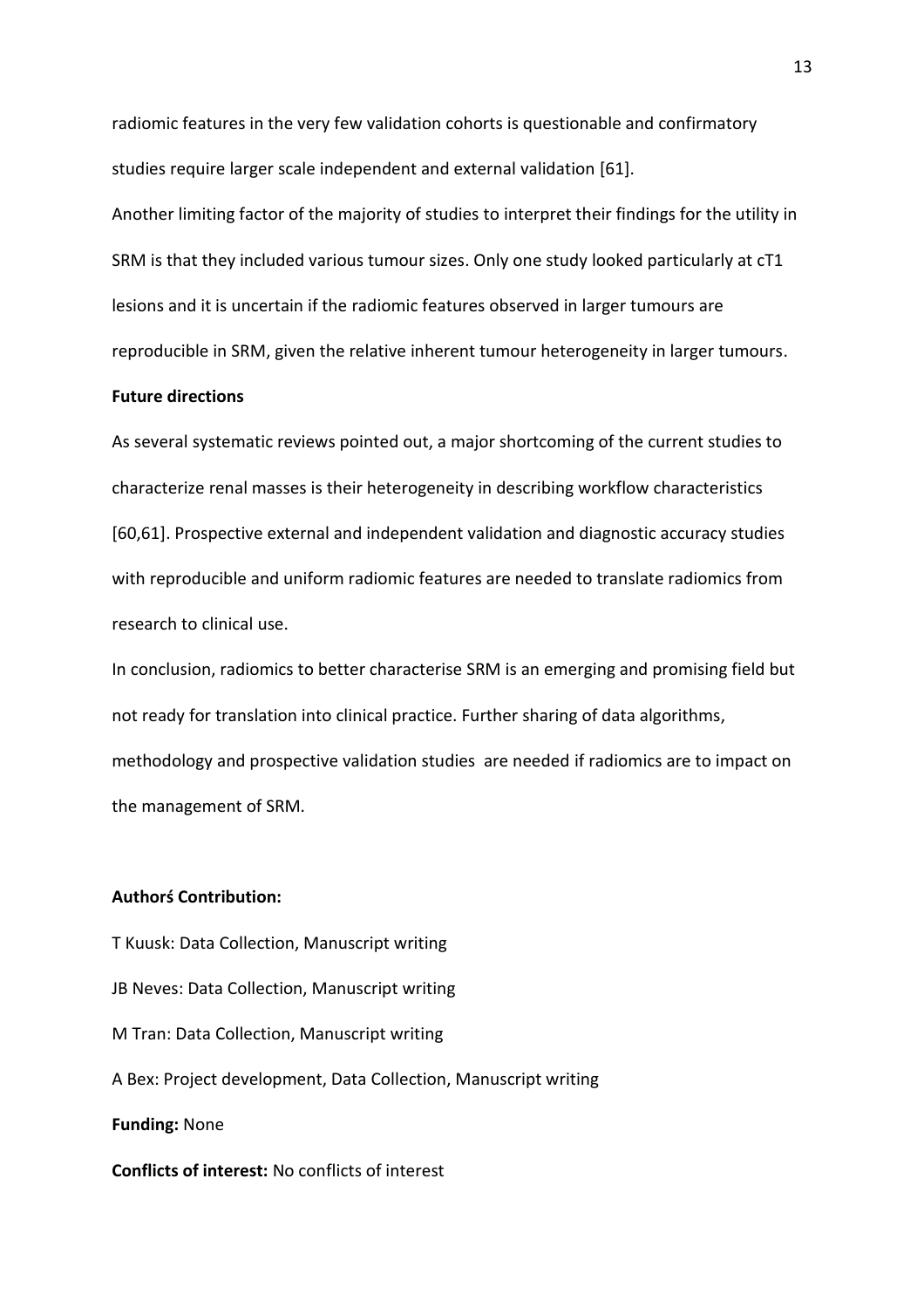radiomic features in the very few validation cohorts is questionable and confirmatory studies require larger scale independent and external validation [61].

Another limiting factor of the majority of studies to interpret their findings for the utility in SRM is that they included various tumour sizes. Only one study looked particularly at cT1 lesions and it is uncertain if the radiomic features observed in larger tumours are reproducible in SRM, given the relative inherent tumour heterogeneity in larger tumours.

**Future directions**

As several systematic reviews pointed out, a major shortcoming of the current studies to characterize renal masses is their heterogeneity in describing workflow characteristics [60,61]. Prospective external and independent validation and diagnostic accuracy studies with reproducible and uniform radiomic features are needed to translate radiomics from research to clinical use.

In conclusion, radiomics to better characterise SRM is an emerging and promising field but not ready for translation into clinical practice. Further sharing of data algorithms, methodology and prospective validation studies  are needed if radiomics are to impact on the management of SRM.

**Authorś Contribution:**

T Kuusk: Data Collection, Manuscript writing

JB Neves: Data Collection, Manuscript writing

M Tran: Data Collection, Manuscript writing

A Bex: Project development, Data Collection, Manuscript writing

**Funding:** None

**Conflicts of interest:** No conflicts of interest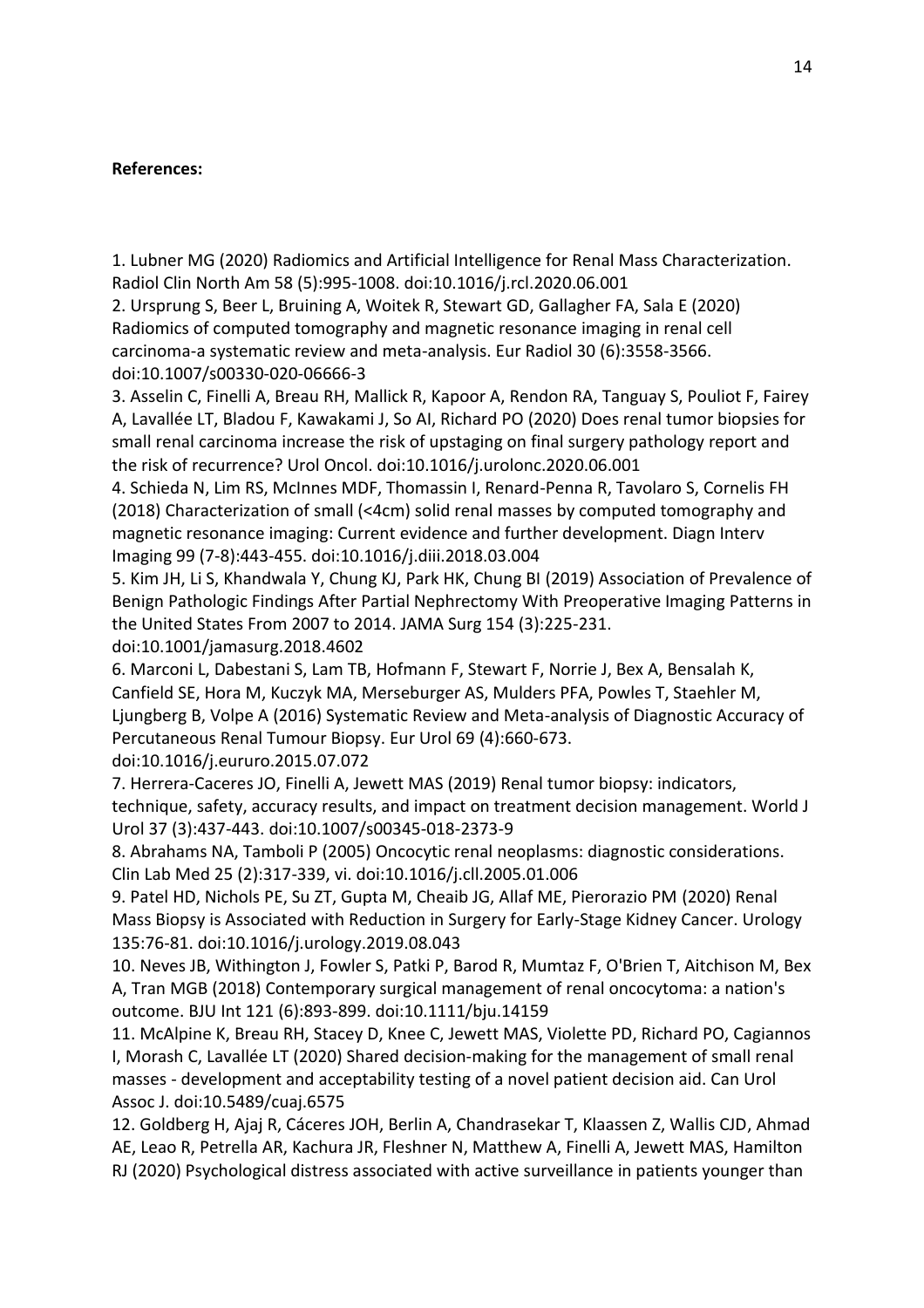**References:**

1. Lubner MG (2020) Radiomics and Artificial Intelligence for Renal Mass Characterization. Radiol Clin North Am 58 (5):995-1008. doi:10.1016/j.rcl.2020.06.001
2. Ursprung S, Beer L, Bruining A, Woitek R, Stewart GD, Gallagher FA, Sala E (2020) Radiomics of computed tomography and magnetic resonance imaging in renal cell carcinoma-a systematic review and meta-analysis. Eur Radiol 30 (6):3558-3566. doi:10.1007/s00330-020-06666-3
3. Asselin C, Finelli A, Breau RH, Mallick R, Kapoor A, Rendon RA, Tanguay S, Pouliot F, Fairey A, Lavallée LT, Bladou F, Kawakami J, So AI, Richard PO (2020) Does renal tumor biopsies for small renal carcinoma increase the risk of upstaging on final surgery pathology report and the risk of recurrence? Urol Oncol. doi:10.1016/j.urolonc.2020.06.001
4. Schieda N, Lim RS, McInnes MDF, Thomassin I, Renard-Penna R, Tavolaro S, Cornelis FH (2018) Characterization of small (<4cm) solid renal masses by computed tomography and magnetic resonance imaging: Current evidence and further development. Diagn Interv Imaging 99 (7-8):443-455. doi:10.1016/j.diii.2018.03.004
5. Kim JH, Li S, Khandwala Y, Chung KJ, Park HK, Chung BI (2019) Association of Prevalence of Benign Pathologic Findings After Partial Nephrectomy With Preoperative Imaging Patterns in the United States From 2007 to 2014. JAMA Surg 154 (3):225-231. doi:10.1001/jamasurg.2018.4602
6. Marconi L, Dabestani S, Lam TB, Hofmann F, Stewart F, Norrie J, Bex A, Bensalah K, Canfield SE, Hora M, Kuczyk MA, Merseburger AS, Mulders PFA, Powles T, Staehler M, Ljungberg B, Volpe A (2016) Systematic Review and Meta-analysis of Diagnostic Accuracy of Percutaneous Renal Tumour Biopsy. Eur Urol 69 (4):660-673. doi:10.1016/j.eururo.2015.07.072
7. Herrera-Caceres JO, Finelli A, Jewett MAS (2019) Renal tumor biopsy: indicators, technique, safety, accuracy results, and impact on treatment decision management. World J Urol 37 (3):437-443. doi:10.1007/s00345-018-2373-9
8. Abrahams NA, Tamboli P (2005) Oncocytic renal neoplasms: diagnostic considerations. Clin Lab Med 25 (2):317-339, vi. doi:10.1016/j.cll.2005.01.006
9. Patel HD, Nichols PE, Su ZT, Gupta M, Cheaib JG, Allaf ME, Pierorazio PM (2020) Renal Mass Biopsy is Associated with Reduction in Surgery for Early-Stage Kidney Cancer. Urology 135:76-81. doi:10.1016/j.urology.2019.08.043
10. Neves JB, Withington J, Fowler S, Patki P, Barod R, Mumtaz F, O'Brien T, Aitchison M, Bex A, Tran MGB (2018) Contemporary surgical management of renal oncocytoma: a nation's outcome. BJU Int 121 (6):893-899. doi:10.1111/bju.14159
11. McAlpine K, Breau RH, Stacey D, Knee C, Jewett MAS, Violette PD, Richard PO, Cagiannos I, Morash C, Lavallée LT (2020) Shared decision-making for the management of small renal masses - development and acceptability testing of a novel patient decision aid. Can Urol Assoc J. doi:10.5489/cuaj.6575
12. Goldberg H, Ajaj R, Cáceres JOH, Berlin A, Chandrasekar T, Klaassen Z, Wallis CJD, Ahmad AE, Leao R, Petrella AR, Kachura JR, Fleshner N, Matthew A, Finelli A, Jewett MAS, Hamilton RJ (2020) Psychological distress associated with active surveillance in patients younger than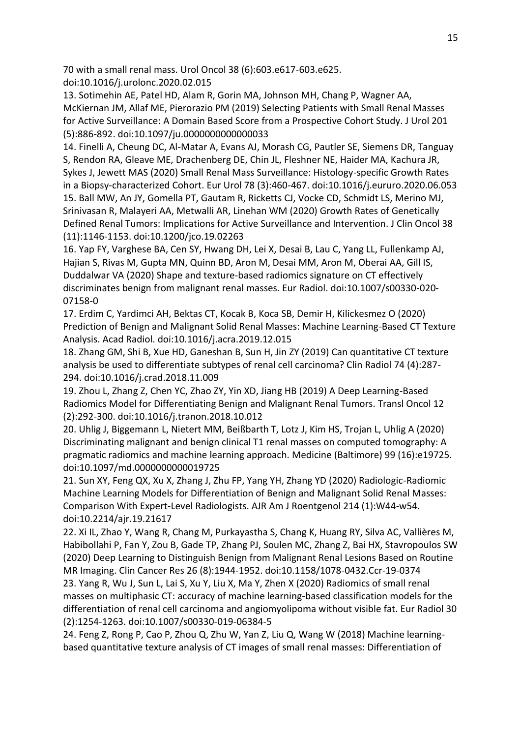70 with a small renal mass. Urol Oncol 38 (6):603.e617-603.e625. doi:10.1016/j.urolonc.2020.02.015

13. Sotimehin AE, Patel HD, Alam R, Gorin MA, Johnson MH, Chang P, Wagner AA, McKiernan JM, Allaf ME, Pierorazio PM (2019) Selecting Patients with Small Renal Masses for Active Surveillance: A Domain Based Score from a Prospective Cohort Study. J Urol 201 (5):886-892. doi:10.1097/ju.0000000000000033

14. Finelli A, Cheung DC, Al-Matar A, Evans AJ, Morash CG, Pautler SE, Siemens DR, Tanguay S, Rendon RA, Gleave ME, Drachenberg DE, Chin JL, Fleshner NE, Haider MA, Kachura JR, Sykes J, Jewett MAS (2020) Small Renal Mass Surveillance: Histology-specific Growth Rates in a Biopsy-characterized Cohort. Eur Urol 78 (3):460-467. doi:10.1016/j.eururo.2020.06.053

15. Ball MW, An JY, Gomella PT, Gautam R, Ricketts CJ, Vocke CD, Schmidt LS, Merino MJ, Srinivasan R, Malayeri AA, Metwalli AR, Linehan WM (2020) Growth Rates of Genetically Defined Renal Tumors: Implications for Active Surveillance and Intervention. J Clin Oncol 38 (11):1146-1153. doi:10.1200/jco.19.02263

16. Yap FY, Varghese BA, Cen SY, Hwang DH, Lei X, Desai B, Lau C, Yang LL, Fullenkamp AJ, Hajian S, Rivas M, Gupta MN, Quinn BD, Aron M, Desai MM, Aron M, Oberai AA, Gill IS, Duddalwar VA (2020) Shape and texture-based radiomics signature on CT effectively discriminates benign from malignant renal masses. Eur Radiol. doi:10.1007/s00330-020-07158-0

17. Erdim C, Yardimci AH, Bektas CT, Kocak B, Koca SB, Demir H, Kilickesmez O (2020) Prediction of Benign and Malignant Solid Renal Masses: Machine Learning-Based CT Texture Analysis. Acad Radiol. doi:10.1016/j.acra.2019.12.015

18. Zhang GM, Shi B, Xue HD, Ganeshan B, Sun H, Jin ZY (2019) Can quantitative CT texture analysis be used to differentiate subtypes of renal cell carcinoma? Clin Radiol 74 (4):287-294. doi:10.1016/j.crad.2018.11.009

19. Zhou L, Zhang Z, Chen YC, Zhao ZY, Yin XD, Jiang HB (2019) A Deep Learning-Based Radiomics Model for Differentiating Benign and Malignant Renal Tumors. Transl Oncol 12 (2):292-300. doi:10.1016/j.tranon.2018.10.012

20. Uhlig J, Biggemann L, Nietert MM, Beißbarth T, Lotz J, Kim HS, Trojan L, Uhlig A (2020) Discriminating malignant and benign clinical T1 renal masses on computed tomography: A pragmatic radiomics and machine learning approach. Medicine (Baltimore) 99 (16):e19725. doi:10.1097/md.0000000000019725

21. Sun XY, Feng QX, Xu X, Zhang J, Zhu FP, Yang YH, Zhang YD (2020) Radiologic-Radiomic Machine Learning Models for Differentiation of Benign and Malignant Solid Renal Masses: Comparison With Expert-Level Radiologists. AJR Am J Roentgenol 214 (1):W44-w54. doi:10.2214/ajr.19.21617

22. Xi IL, Zhao Y, Wang R, Chang M, Purkayastha S, Chang K, Huang RY, Silva AC, Vallières M, Habibollahi P, Fan Y, Zou B, Gade TP, Zhang PJ, Soulen MC, Zhang Z, Bai HX, Stavropoulos SW (2020) Deep Learning to Distinguish Benign from Malignant Renal Lesions Based on Routine MR Imaging. Clin Cancer Res 26 (8):1944-1952. doi:10.1158/1078-0432.Ccr-19-0374

23. Yang R, Wu J, Sun L, Lai S, Xu Y, Liu X, Ma Y, Zhen X (2020) Radiomics of small renal masses on multiphasic CT: accuracy of machine learning-based classification models for the differentiation of renal cell carcinoma and angiomyolipoma without visible fat. Eur Radiol 30 (2):1254-1263. doi:10.1007/s00330-019-06384-5

24. Feng Z, Rong P, Cao P, Zhou Q, Zhu W, Yan Z, Liu Q, Wang W (2018) Machine learning-based quantitative texture analysis of CT images of small renal masses: Differentiation of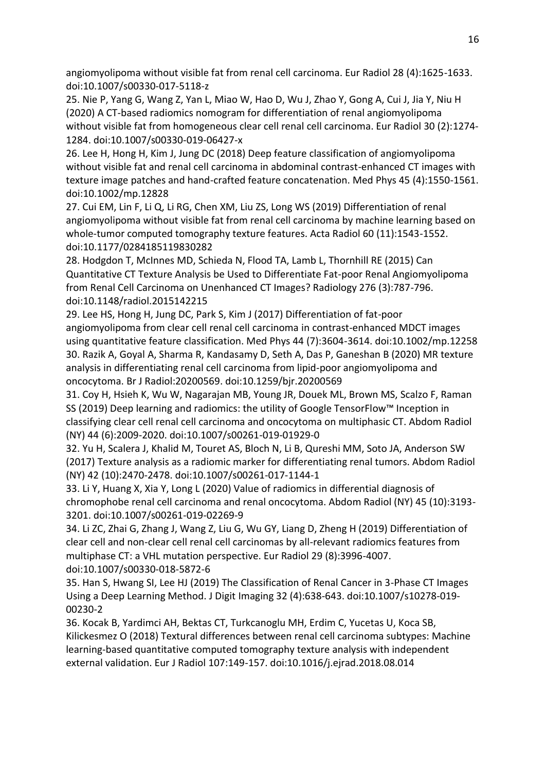angiomyolipoma without visible fat from renal cell carcinoma. Eur Radiol 28 (4):1625-1633. doi:10.1007/s00330-017-5118-z

25. Nie P, Yang G, Wang Z, Yan L, Miao W, Hao D, Wu J, Zhao Y, Gong A, Cui J, Jia Y, Niu H (2020) A CT-based radiomics nomogram for differentiation of renal angiomyolipoma without visible fat from homogeneous clear cell renal cell carcinoma. Eur Radiol 30 (2):1274-1284. doi:10.1007/s00330-019-06427-x

26. Lee H, Hong H, Kim J, Jung DC (2018) Deep feature classification of angiomyolipoma without visible fat and renal cell carcinoma in abdominal contrast-enhanced CT images with texture image patches and hand-crafted feature concatenation. Med Phys 45 (4):1550-1561. doi:10.1002/mp.12828

27. Cui EM, Lin F, Li Q, Li RG, Chen XM, Liu ZS, Long WS (2019) Differentiation of renal angiomyolipoma without visible fat from renal cell carcinoma by machine learning based on whole-tumor computed tomography texture features. Acta Radiol 60 (11):1543-1552. doi:10.1177/0284185119830282

28. Hodgdon T, McInnes MD, Schieda N, Flood TA, Lamb L, Thornhill RE (2015) Can Quantitative CT Texture Analysis be Used to Differentiate Fat-poor Renal Angiomyolipoma from Renal Cell Carcinoma on Unenhanced CT Images? Radiology 276 (3):787-796. doi:10.1148/radiol.2015142215

29. Lee HS, Hong H, Jung DC, Park S, Kim J (2017) Differentiation of fat-poor angiomyolipoma from clear cell renal cell carcinoma in contrast-enhanced MDCT images using quantitative feature classification. Med Phys 44 (7):3604-3614. doi:10.1002/mp.12258

30. Razik A, Goyal A, Sharma R, Kandasamy D, Seth A, Das P, Ganeshan B (2020) MR texture analysis in differentiating renal cell carcinoma from lipid-poor angiomyolipoma and oncocytoma. Br J Radiol:20200569. doi:10.1259/bjr.20200569

31. Coy H, Hsieh K, Wu W, Nagarajan MB, Young JR, Douek ML, Brown MS, Scalzo F, Raman SS (2019) Deep learning and radiomics: the utility of Google TensorFlow™ Inception in classifying clear cell renal cell carcinoma and oncocytoma on multiphasic CT. Abdom Radiol (NY) 44 (6):2009-2020. doi:10.1007/s00261-019-01929-0

32. Yu H, Scalera J, Khalid M, Touret AS, Bloch N, Li B, Qureshi MM, Soto JA, Anderson SW (2017) Texture analysis as a radiomic marker for differentiating renal tumors. Abdom Radiol (NY) 42 (10):2470-2478. doi:10.1007/s00261-017-1144-1

33. Li Y, Huang X, Xia Y, Long L (2020) Value of radiomics in differential diagnosis of chromophobe renal cell carcinoma and renal oncocytoma. Abdom Radiol (NY) 45 (10):3193-3201. doi:10.1007/s00261-019-02269-9

34. Li ZC, Zhai G, Zhang J, Wang Z, Liu G, Wu GY, Liang D, Zheng H (2019) Differentiation of clear cell and non-clear cell renal cell carcinomas by all-relevant radiomics features from multiphase CT: a VHL mutation perspective. Eur Radiol 29 (8):3996-4007. doi:10.1007/s00330-018-5872-6

35. Han S, Hwang SI, Lee HJ (2019) The Classification of Renal Cancer in 3-Phase CT Images Using a Deep Learning Method. J Digit Imaging 32 (4):638-643. doi:10.1007/s10278-019-00230-2

36. Kocak B, Yardimci AH, Bektas CT, Turkcanoglu MH, Erdim C, Yucetas U, Koca SB, Kilickesmez O (2018) Textural differences between renal cell carcinoma subtypes: Machine learning-based quantitative computed tomography texture analysis with independent external validation. Eur J Radiol 107:149-157. doi:10.1016/j.ejrad.2018.08.014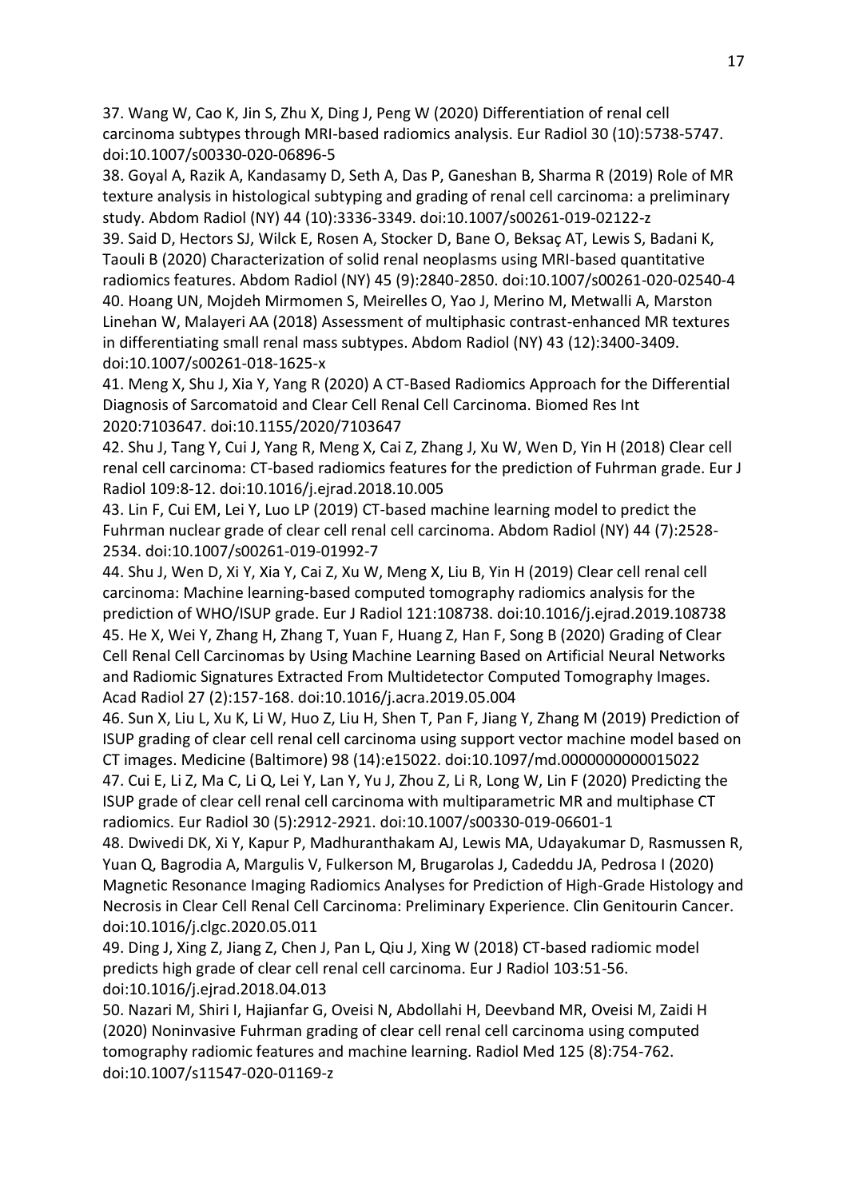37. Wang W, Cao K, Jin S, Zhu X, Ding J, Peng W (2020) Differentiation of renal cell carcinoma subtypes through MRI-based radiomics analysis. Eur Radiol 30 (10):5738-5747. doi:10.1007/s00330-020-06896-5

38. Goyal A, Razik A, Kandasamy D, Seth A, Das P, Ganeshan B, Sharma R (2019) Role of MR texture analysis in histological subtyping and grading of renal cell carcinoma: a preliminary study. Abdom Radiol (NY) 44 (10):3336-3349. doi:10.1007/s00261-019-02122-z

39. Said D, Hectors SJ, Wilck E, Rosen A, Stocker D, Bane O, Beksaç AT, Lewis S, Badani K, Taouli B (2020) Characterization of solid renal neoplasms using MRI-based quantitative radiomics features. Abdom Radiol (NY) 45 (9):2840-2850. doi:10.1007/s00261-020-02540-4

40. Hoang UN, Mojdeh Mirmomen S, Meirelles O, Yao J, Merino M, Metwalli A, Marston Linehan W, Malayeri AA (2018) Assessment of multiphasic contrast-enhanced MR textures in differentiating small renal mass subtypes. Abdom Radiol (NY) 43 (12):3400-3409. doi:10.1007/s00261-018-1625-x

41. Meng X, Shu J, Xia Y, Yang R (2020) A CT-Based Radiomics Approach for the Differential Diagnosis of Sarcomatoid and Clear Cell Renal Cell Carcinoma. Biomed Res Int 2020:7103647. doi:10.1155/2020/7103647

42. Shu J, Tang Y, Cui J, Yang R, Meng X, Cai Z, Zhang J, Xu W, Wen D, Yin H (2018) Clear cell renal cell carcinoma: CT-based radiomics features for the prediction of Fuhrman grade. Eur J Radiol 109:8-12. doi:10.1016/j.ejrad.2018.10.005

43. Lin F, Cui EM, Lei Y, Luo LP (2019) CT-based machine learning model to predict the Fuhrman nuclear grade of clear cell renal cell carcinoma. Abdom Radiol (NY) 44 (7):2528-2534. doi:10.1007/s00261-019-01992-7

44. Shu J, Wen D, Xi Y, Xia Y, Cai Z, Xu W, Meng X, Liu B, Yin H (2019) Clear cell renal cell carcinoma: Machine learning-based computed tomography radiomics analysis for the prediction of WHO/ISUP grade. Eur J Radiol 121:108738. doi:10.1016/j.ejrad.2019.108738

45. He X, Wei Y, Zhang H, Zhang T, Yuan F, Huang Z, Han F, Song B (2020) Grading of Clear Cell Renal Cell Carcinomas by Using Machine Learning Based on Artificial Neural Networks and Radiomic Signatures Extracted From Multidetector Computed Tomography Images. Acad Radiol 27 (2):157-168. doi:10.1016/j.acra.2019.05.004

46. Sun X, Liu L, Xu K, Li W, Huo Z, Liu H, Shen T, Pan F, Jiang Y, Zhang M (2019) Prediction of ISUP grading of clear cell renal cell carcinoma using support vector machine model based on CT images. Medicine (Baltimore) 98 (14):e15022. doi:10.1097/md.0000000000015022

47. Cui E, Li Z, Ma C, Li Q, Lei Y, Lan Y, Yu J, Zhou Z, Li R, Long W, Lin F (2020) Predicting the ISUP grade of clear cell renal cell carcinoma with multiparametric MR and multiphase CT radiomics. Eur Radiol 30 (5):2912-2921. doi:10.1007/s00330-019-06601-1

48. Dwivedi DK, Xi Y, Kapur P, Madhuranthakam AJ, Lewis MA, Udayakumar D, Rasmussen R, Yuan Q, Bagrodia A, Margulis V, Fulkerson M, Brugarolas J, Cadeddu JA, Pedrosa I (2020) Magnetic Resonance Imaging Radiomics Analyses for Prediction of High-Grade Histology and Necrosis in Clear Cell Renal Cell Carcinoma: Preliminary Experience. Clin Genitourin Cancer. doi:10.1016/j.clgc.2020.05.011

49. Ding J, Xing Z, Jiang Z, Chen J, Pan L, Qiu J, Xing W (2018) CT-based radiomic model predicts high grade of clear cell renal cell carcinoma. Eur J Radiol 103:51-56. doi:10.1016/j.ejrad.2018.04.013

50. Nazari M, Shiri I, Hajianfar G, Oveisi N, Abdollahi H, Deevband MR, Oveisi M, Zaidi H (2020) Noninvasive Fuhrman grading of clear cell renal cell carcinoma using computed tomography radiomic features and machine learning. Radiol Med 125 (8):754-762. doi:10.1007/s11547-020-01169-z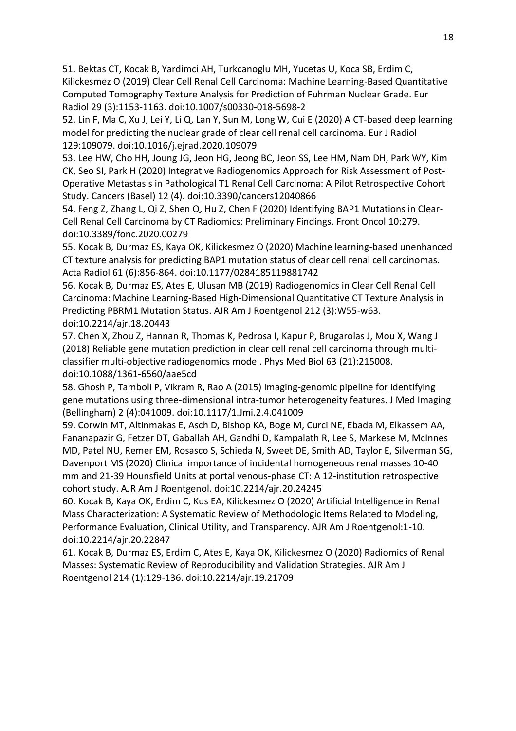51. Bektas CT, Kocak B, Yardimci AH, Turkcanoglu MH, Yucetas U, Koca SB, Erdim C, Kilickesmez O (2019) Clear Cell Renal Cell Carcinoma: Machine Learning-Based Quantitative Computed Tomography Texture Analysis for Prediction of Fuhrman Nuclear Grade. Eur Radiol 29 (3):1153-1163. doi:10.1007/s00330-018-5698-2

52. Lin F, Ma C, Xu J, Lei Y, Li Q, Lan Y, Sun M, Long W, Cui E (2020) A CT-based deep learning model for predicting the nuclear grade of clear cell renal cell carcinoma. Eur J Radiol 129:109079. doi:10.1016/j.ejrad.2020.109079

53. Lee HW, Cho HH, Joung JG, Jeon HG, Jeong BC, Jeon SS, Lee HM, Nam DH, Park WY, Kim CK, Seo SI, Park H (2020) Integrative Radiogenomics Approach for Risk Assessment of Post-Operative Metastasis in Pathological T1 Renal Cell Carcinoma: A Pilot Retrospective Cohort Study. Cancers (Basel) 12 (4). doi:10.3390/cancers12040866

54. Feng Z, Zhang L, Qi Z, Shen Q, Hu Z, Chen F (2020) Identifying BAP1 Mutations in Clear-Cell Renal Cell Carcinoma by CT Radiomics: Preliminary Findings. Front Oncol 10:279. doi:10.3389/fonc.2020.00279

55. Kocak B, Durmaz ES, Kaya OK, Kilickesmez O (2020) Machine learning-based unenhanced CT texture analysis for predicting BAP1 mutation status of clear cell renal cell carcinomas. Acta Radiol 61 (6):856-864. doi:10.1177/0284185119881742

56. Kocak B, Durmaz ES, Ates E, Ulusan MB (2019) Radiogenomics in Clear Cell Renal Cell Carcinoma: Machine Learning-Based High-Dimensional Quantitative CT Texture Analysis in Predicting PBRM1 Mutation Status. AJR Am J Roentgenol 212 (3):W55-w63. doi:10.2214/ajr.18.20443

57. Chen X, Zhou Z, Hannan R, Thomas K, Pedrosa I, Kapur P, Brugarolas J, Mou X, Wang J (2018) Reliable gene mutation prediction in clear cell renal cell carcinoma through multi-classifier multi-objective radiogenomics model. Phys Med Biol 63 (21):215008. doi:10.1088/1361-6560/aae5cd

58. Ghosh P, Tamboli P, Vikram R, Rao A (2015) Imaging-genomic pipeline for identifying gene mutations using three-dimensional intra-tumor heterogeneity features. J Med Imaging (Bellingham) 2 (4):041009. doi:10.1117/1.Jmi.2.4.041009

59. Corwin MT, Altinmakas E, Asch D, Bishop KA, Boge M, Curci NE, Ebada M, Elkassem AA, Fananapazir G, Fetzer DT, Gaballah AH, Gandhi D, Kampalath R, Lee S, Markese M, McInnes MD, Patel NU, Remer EM, Rosasco S, Schieda N, Sweet DE, Smith AD, Taylor E, Silverman SG, Davenport MS (2020) Clinical importance of incidental homogeneous renal masses 10-40 mm and 21-39 Hounsfield Units at portal venous-phase CT: A 12-institution retrospective cohort study. AJR Am J Roentgenol. doi:10.2214/ajr.20.24245

60. Kocak B, Kaya OK, Erdim C, Kus EA, Kilickesmez O (2020) Artificial Intelligence in Renal Mass Characterization: A Systematic Review of Methodologic Items Related to Modeling, Performance Evaluation, Clinical Utility, and Transparency. AJR Am J Roentgenol:1-10. doi:10.2214/ajr.20.22847

61. Kocak B, Durmaz ES, Erdim C, Ates E, Kaya OK, Kilickesmez O (2020) Radiomics of Renal Masses: Systematic Review of Reproducibility and Validation Strategies. AJR Am J Roentgenol 214 (1):129-136. doi:10.2214/ajr.19.21709